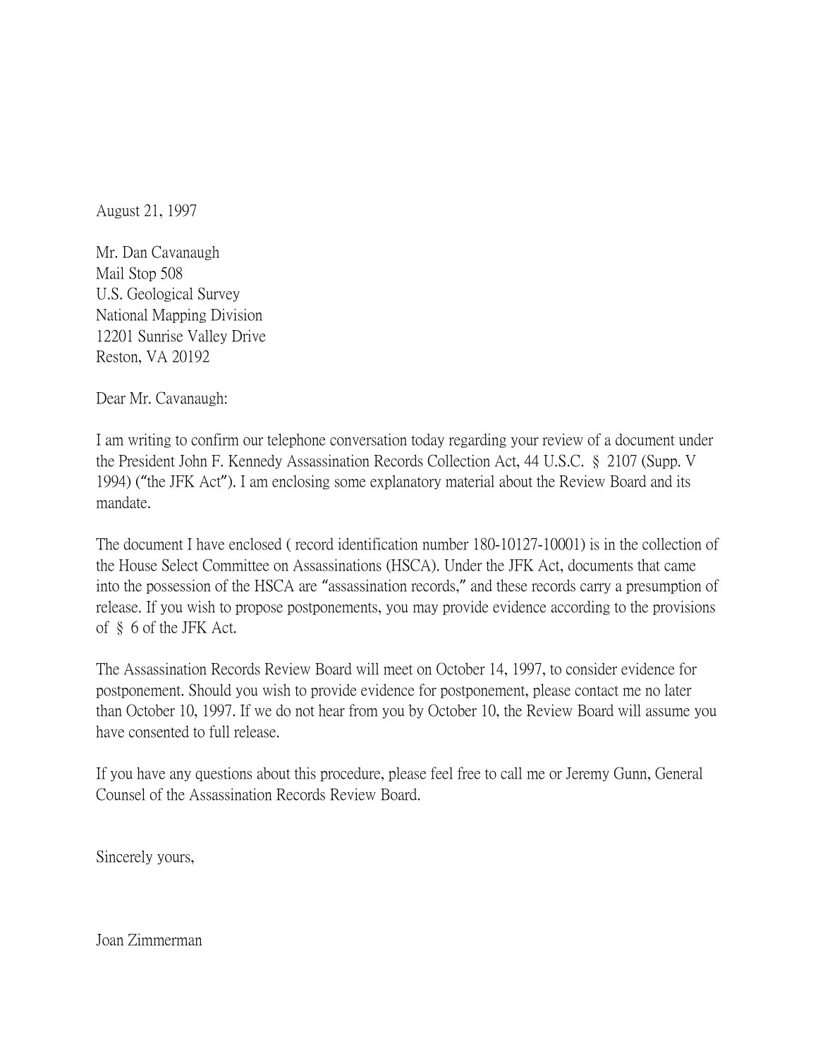August 21, 1997

Mr. Dan Cavanaugh
Mail Stop 508
U.S. Geological Survey
National Mapping Division
12201 Sunrise Valley Drive
Reston, VA 20192

Dear Mr. Cavanaugh:

I am writing to confirm our telephone conversation today regarding your review of a document under the President John F. Kennedy Assassination Records Collection Act, 44 U.S.C. § 2107 (Supp. V 1994) ("the JFK Act"). I am enclosing some explanatory material about the Review Board and its mandate.

The document I have enclosed ( record identification number 180-10127-10001) is in the collection of the House Select Committee on Assassinations (HSCA). Under the JFK Act, documents that came into the possession of the HSCA are "assassination records," and these records carry a presumption of release. If you wish to propose postponements, you may provide evidence according to the provisions of § 6 of the JFK Act.

The Assassination Records Review Board will meet on October 14, 1997, to consider evidence for postponement. Should you wish to provide evidence for postponement, please contact me no later than October 10, 1997. If we do not hear from you by October 10, the Review Board will assume you have consented to full release.

If you have any questions about this procedure, please feel free to call me or Jeremy Gunn, General Counsel of the Assassination Records Review Board.

Sincerely yours,

Joan Zimmerman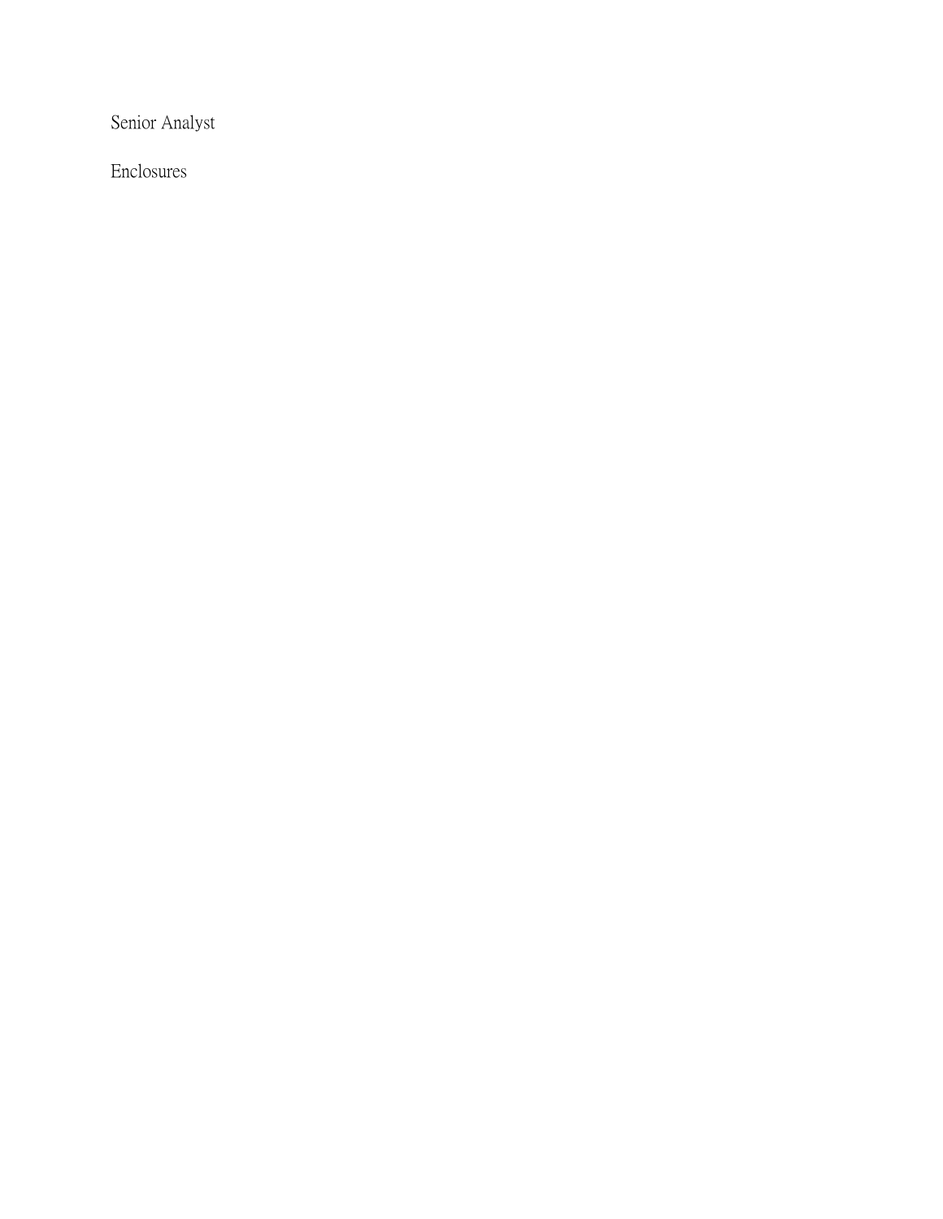Senior Analyst

Enclosures